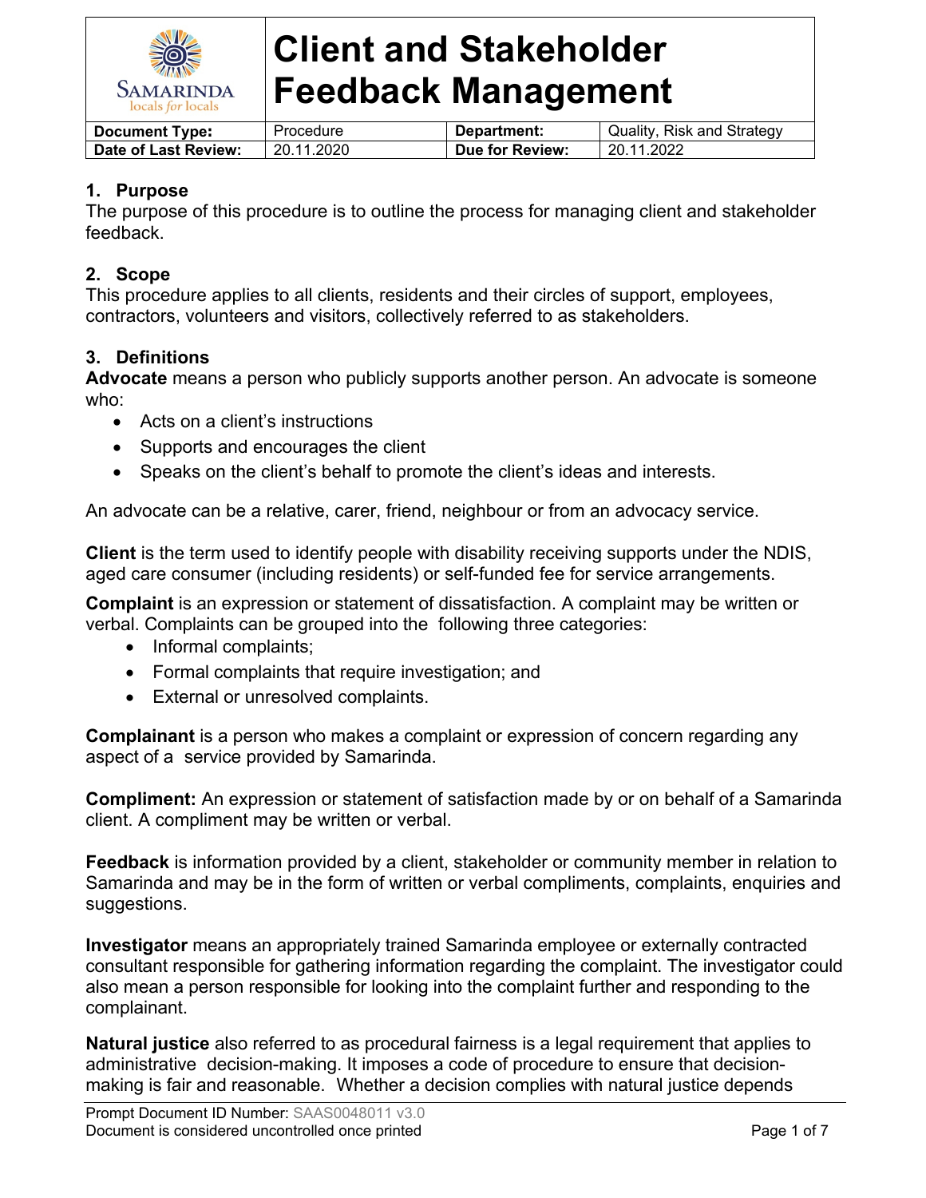# Client and Stakeholder Feedback Management

| Document Type: | Procedure | Department: | Quality, Risk and Strategy |
|---|---|---|---|
| Date of Last Review: | 20.11.2020 | Due for Review: | 20.11.2022 |

## 1. Purpose

The purpose of this procedure is to outline the process for managing client and stakeholder feedback.

## 2. Scope

This procedure applies to all clients, residents and their circles of support, employees, contractors, volunteers and visitors, collectively referred to as stakeholders.

## 3. Definitions

**Advocate** means a person who publicly supports another person. An advocate is someone who:

- Acts on a client's instructions
- Supports and encourages the client
- Speaks on the client's behalf to promote the client's ideas and interests.

An advocate can be a relative, carer, friend, neighbour or from an advocacy service.

**Client** is the term used to identify people with disability receiving supports under the NDIS, aged care consumer (including residents) or self-funded fee for service arrangements.

**Complaint** is an expression or statement of dissatisfaction. A complaint may be written or verbal. Complaints can be grouped into the following three categories:

- Informal complaints;
- Formal complaints that require investigation; and
- External or unresolved complaints.

**Complainant** is a person who makes a complaint or expression of concern regarding any aspect of a service provided by Samarinda.

**Compliment:** An expression or statement of satisfaction made by or on behalf of a Samarinda client. A compliment may be written or verbal.

**Feedback** is information provided by a client, stakeholder or community member in relation to Samarinda and may be in the form of written or verbal compliments, complaints, enquiries and suggestions.

**Investigator** means an appropriately trained Samarinda employee or externally contracted consultant responsible for gathering information regarding the complaint. The investigator could also mean a person responsible for looking into the complaint further and responding to the complainant.

**Natural justice** also referred to as procedural fairness is a legal requirement that applies to administrative decision-making. It imposes a code of procedure to ensure that decision-making is fair and reasonable. Whether a decision complies with natural justice depends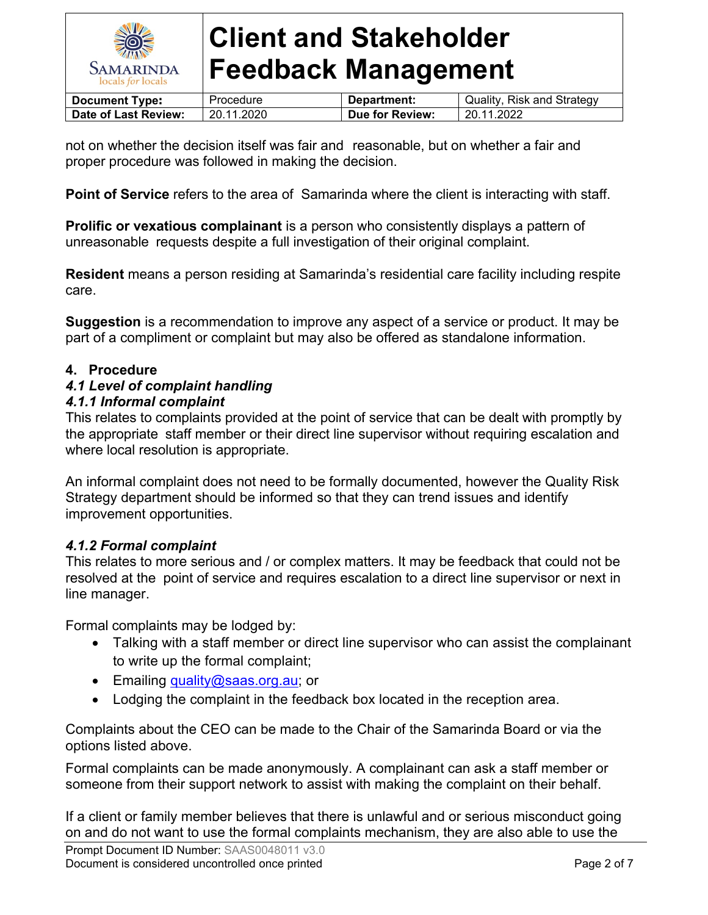not on whether the decision itself was fair and reasonable, but on whether a fair and proper procedure was followed in making the decision.

**Point of Service** refers to the area of Samarinda where the client is interacting with staff.

**Prolific or vexatious complainant** is a person who consistently displays a pattern of unreasonable requests despite a full investigation of their original complaint.

**Resident** means a person residing at Samarinda's residential care facility including respite care.

**Suggestion** is a recommendation to improve any aspect of a service or product. It may be part of a compliment or complaint but may also be offered as standalone information.

## 4. Procedure

### *4.1 Level of complaint handling*

#### *4.1.1 Informal complaint*

This relates to complaints provided at the point of service that can be dealt with promptly by the appropriate staff member or their direct line supervisor without requiring escalation and where local resolution is appropriate.

An informal complaint does not need to be formally documented, however the Quality Risk Strategy department should be informed so that they can trend issues and identify improvement opportunities.

#### *4.1.2 Formal complaint*

This relates to more serious and / or complex matters. It may be feedback that could not be resolved at the point of service and requires escalation to a direct line supervisor or next in line manager.

Formal complaints may be lodged by:

- Talking with a staff member or direct line supervisor who can assist the complainant to write up the formal complaint;
- Emailing quality@saas.org.au; or
- Lodging the complaint in the feedback box located in the reception area.

Complaints about the CEO can be made to the Chair of the Samarinda Board or via the options listed above.

Formal complaints can be made anonymously. A complainant can ask a staff member or someone from their support network to assist with making the complaint on their behalf.

If a client or family member believes that there is unlawful and or serious misconduct going on and do not want to use the formal complaints mechanism, they are also able to use the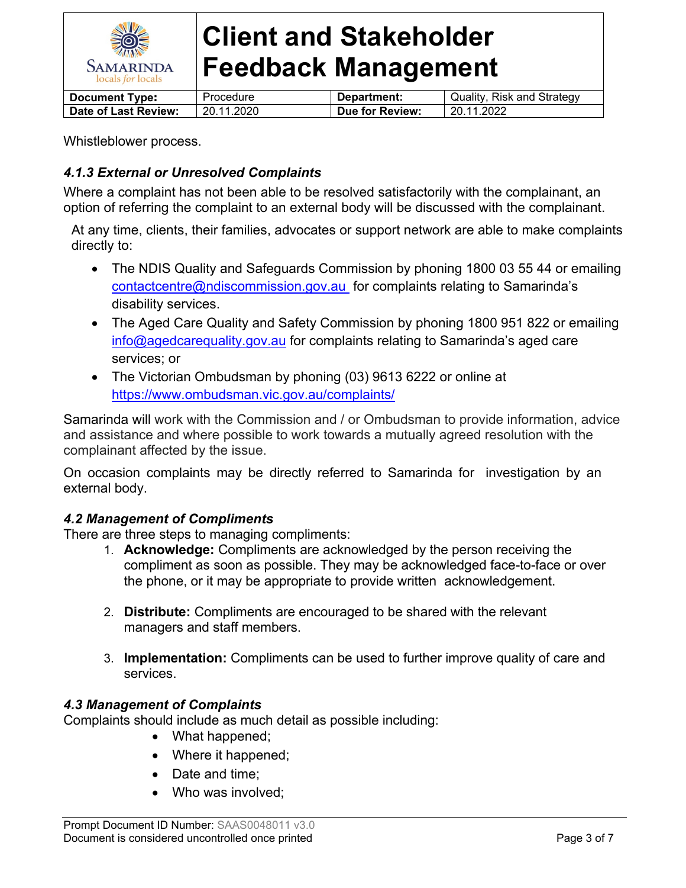Whistleblower process.

### *4.1.3 External or Unresolved Complaints*

Where a complaint has not been able to be resolved satisfactorily with the complainant, an option of referring the complaint to an external body will be discussed with the complainant.

At any time, clients, their families, advocates or support network are able to make complaints directly to:

- The NDIS Quality and Safeguards Commission by phoning 1800 03 55 44 or emailing contactcentre@ndiscommission.gov.au for complaints relating to Samarinda's disability services.
- The Aged Care Quality and Safety Commission by phoning 1800 951 822 or emailing info@agedcarequality.gov.au for complaints relating to Samarinda's aged care services; or
- The Victorian Ombudsman by phoning (03) 9613 6222 or online at https://www.ombudsman.vic.gov.au/complaints/

Samarinda will work with the Commission and / or Ombudsman to provide information, advice and assistance and where possible to work towards a mutually agreed resolution with the complainant affected by the issue.

On occasion complaints may be directly referred to Samarinda for investigation by an external body.

### *4.2 Management of Compliments*

There are three steps to managing compliments:

1. **Acknowledge:** Compliments are acknowledged by the person receiving the compliment as soon as possible. They may be acknowledged face-to-face or over the phone, or it may be appropriate to provide written acknowledgement.

2. **Distribute:** Compliments are encouraged to be shared with the relevant managers and staff members.

3. **Implementation:** Compliments can be used to further improve quality of care and services.

### *4.3 Management of Complaints*

Complaints should include as much detail as possible including:

- What happened;
- Where it happened;
- Date and time;
- Who was involved;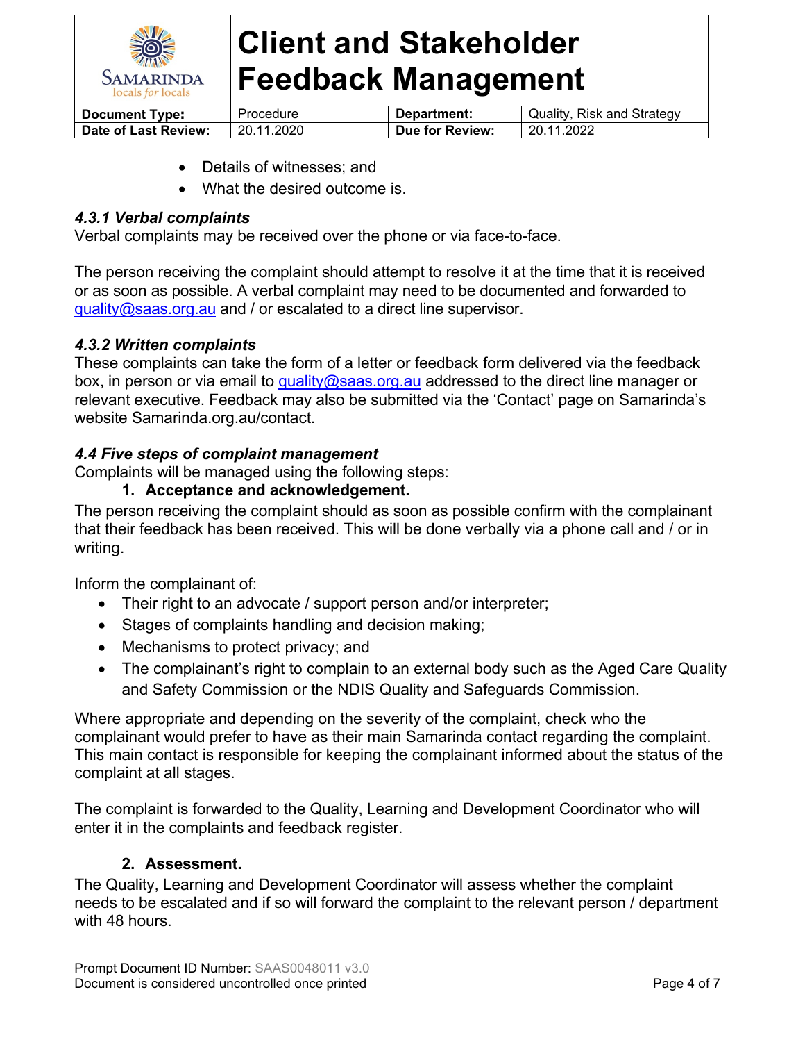- Details of witnesses; and
- What the desired outcome is.

### *4.3.1 Verbal complaints*

Verbal complaints may be received over the phone or via face-to-face.

The person receiving the complaint should attempt to resolve it at the time that it is received or as soon as possible. A verbal complaint may need to be documented and forwarded to quality@saas.org.au and / or escalated to a direct line supervisor.

### *4.3.2 Written complaints*

These complaints can take the form of a letter or feedback form delivered via the feedback box, in person or via email to quality@saas.org.au addressed to the direct line manager or relevant executive. Feedback may also be submitted via the 'Contact' page on Samarinda's website Samarinda.org.au/contact.

### *4.4 Five steps of complaint management*

Complaints will be managed using the following steps:

1. **Acceptance and acknowledgement.**

The person receiving the complaint should as soon as possible confirm with the complainant that their feedback has been received. This will be done verbally via a phone call and / or in writing.

Inform the complainant of:

- Their right to an advocate / support person and/or interpreter;
- Stages of complaints handling and decision making;
- Mechanisms to protect privacy; and
- The complainant's right to complain to an external body such as the Aged Care Quality and Safety Commission or the NDIS Quality and Safeguards Commission.

Where appropriate and depending on the severity of the complaint, check who the complainant would prefer to have as their main Samarinda contact regarding the complaint. This main contact is responsible for keeping the complainant informed about the status of the complaint at all stages.

The complaint is forwarded to the Quality, Learning and Development Coordinator who will enter it in the complaints and feedback register.

2. **Assessment.**

The Quality, Learning and Development Coordinator will assess whether the complaint needs to be escalated and if so will forward the complaint to the relevant person / department with 48 hours.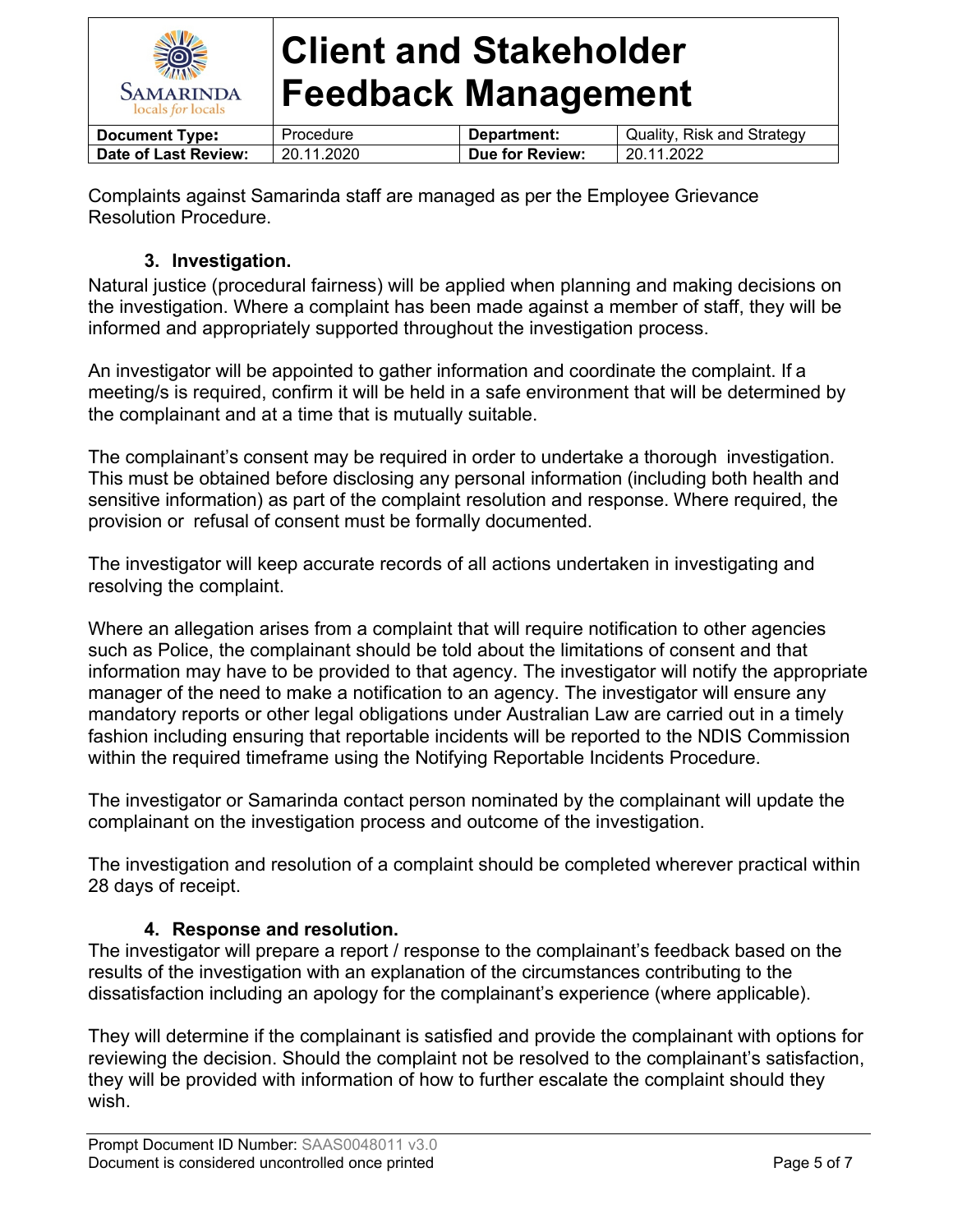Complaints against Samarinda staff are managed as per the Employee Grievance Resolution Procedure.

### 3. Investigation.

Natural justice (procedural fairness) will be applied when planning and making decisions on the investigation. Where a complaint has been made against a member of staff, they will be informed and appropriately supported throughout the investigation process.

An investigator will be appointed to gather information and coordinate the complaint. If a meeting/s is required, confirm it will be held in a safe environment that will be determined by the complainant and at a time that is mutually suitable.

The complainant's consent may be required in order to undertake a thorough investigation. This must be obtained before disclosing any personal information (including both health and sensitive information) as part of the complaint resolution and response. Where required, the provision or refusal of consent must be formally documented.

The investigator will keep accurate records of all actions undertaken in investigating and resolving the complaint.

Where an allegation arises from a complaint that will require notification to other agencies such as Police, the complainant should be told about the limitations of consent and that information may have to be provided to that agency. The investigator will notify the appropriate manager of the need to make a notification to an agency. The investigator will ensure any mandatory reports or other legal obligations under Australian Law are carried out in a timely fashion including ensuring that reportable incidents will be reported to the NDIS Commission within the required timeframe using the Notifying Reportable Incidents Procedure.

The investigator or Samarinda contact person nominated by the complainant will update the complainant on the investigation process and outcome of the investigation.

The investigation and resolution of a complaint should be completed wherever practical within 28 days of receipt.

### 4. Response and resolution.

The investigator will prepare a report / response to the complainant's feedback based on the results of the investigation with an explanation of the circumstances contributing to the dissatisfaction including an apology for the complainant's experience (where applicable).

They will determine if the complainant is satisfied and provide the complainant with options for reviewing the decision. Should the complaint not be resolved to the complainant's satisfaction, they will be provided with information of how to further escalate the complaint should they wish.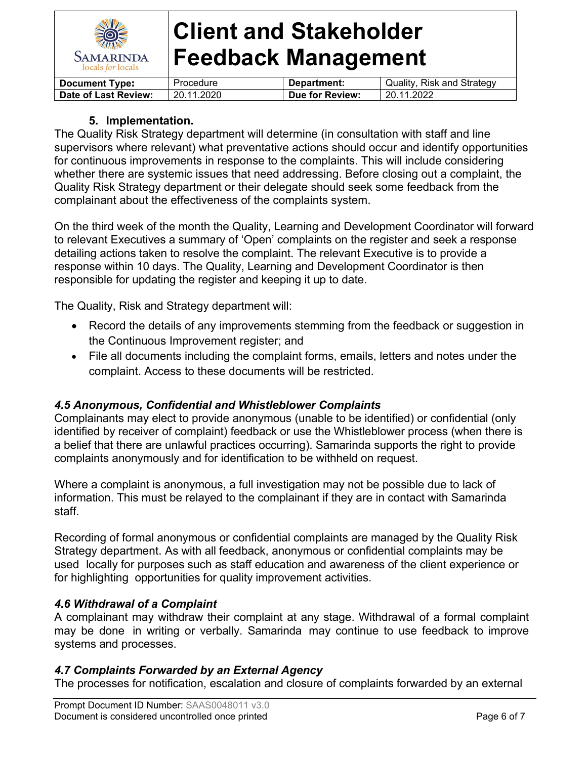## 5. Implementation.

The Quality Risk Strategy department will determine (in consultation with staff and line supervisors where relevant) what preventative actions should occur and identify opportunities for continuous improvements in response to the complaints. This will include considering whether there are systemic issues that need addressing. Before closing out a complaint, the Quality Risk Strategy department or their delegate should seek some feedback from the complainant about the effectiveness of the complaints system.

On the third week of the month the Quality, Learning and Development Coordinator will forward to relevant Executives a summary of 'Open' complaints on the register and seek a response detailing actions taken to resolve the complaint. The relevant Executive is to provide a response within 10 days. The Quality, Learning and Development Coordinator is then responsible for updating the register and keeping it up to date.

The Quality, Risk and Strategy department will:

- Record the details of any improvements stemming from the feedback or suggestion in the Continuous Improvement register; and
- File all documents including the complaint forms, emails, letters and notes under the complaint. Access to these documents will be restricted.

### *4.5 Anonymous, Confidential and Whistleblower Complaints*

Complainants may elect to provide anonymous (unable to be identified) or confidential (only identified by receiver of complaint) feedback or use the Whistleblower process (when there is a belief that there are unlawful practices occurring). Samarinda supports the right to provide complaints anonymously and for identification to be withheld on request.

Where a complaint is anonymous, a full investigation may not be possible due to lack of information. This must be relayed to the complainant if they are in contact with Samarinda staff.

Recording of formal anonymous or confidential complaints are managed by the Quality Risk Strategy department. As with all feedback, anonymous or confidential complaints may be used locally for purposes such as staff education and awareness of the client experience or for highlighting opportunities for quality improvement activities.

### *4.6 Withdrawal of a Complaint*

A complainant may withdraw their complaint at any stage. Withdrawal of a formal complaint may be done in writing or verbally. Samarinda may continue to use feedback to improve systems and processes.

### *4.7 Complaints Forwarded by an External Agency*

The processes for notification, escalation and closure of complaints forwarded by an external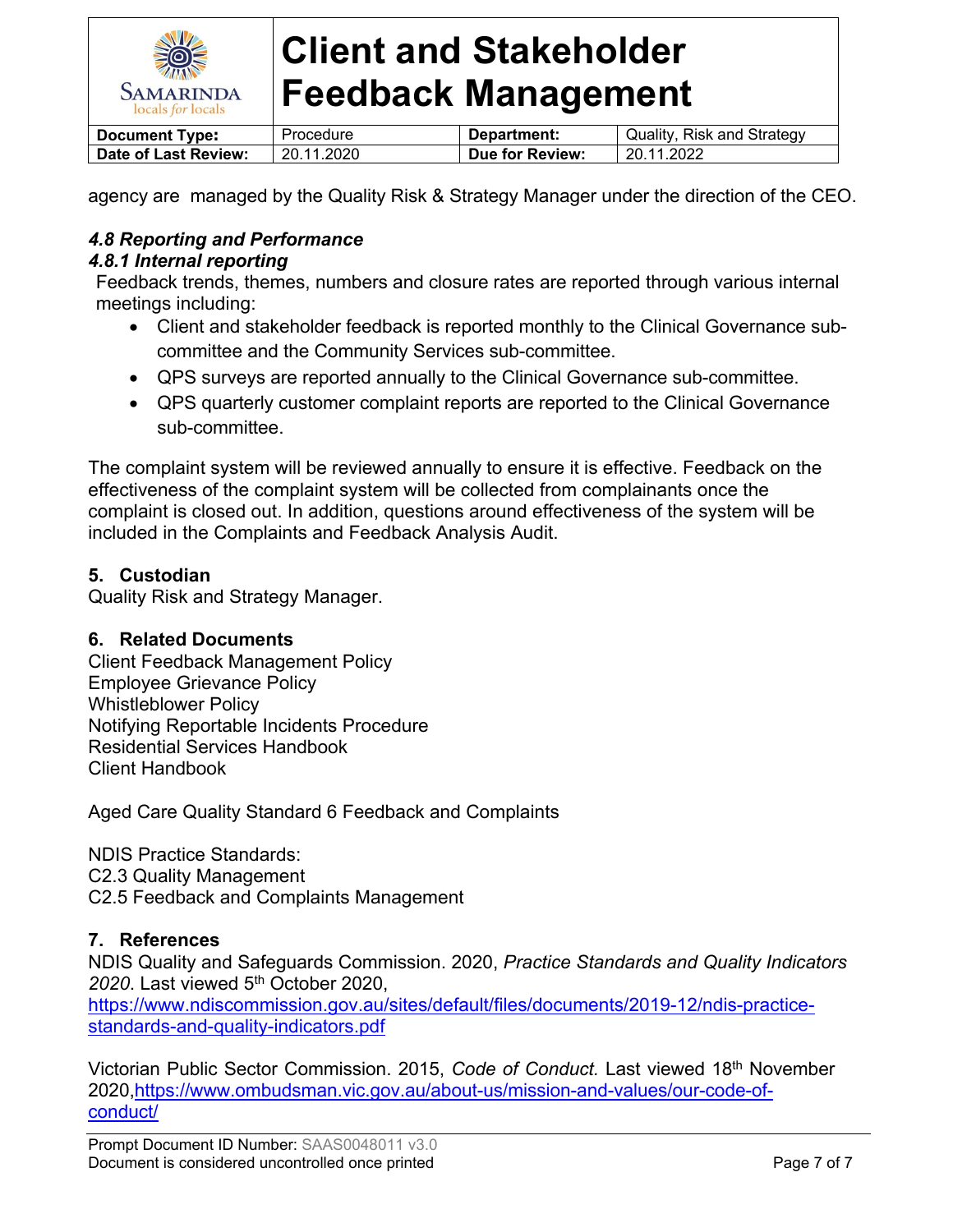agency are managed by the Quality Risk & Strategy Manager under the direction of the CEO.

### *4.8 Reporting and Performance*

### *4.8.1 Internal reporting*

Feedback trends, themes, numbers and closure rates are reported through various internal meetings including:

- Client and stakeholder feedback is reported monthly to the Clinical Governance sub-committee and the Community Services sub-committee.
- QPS surveys are reported annually to the Clinical Governance sub-committee.
- QPS quarterly customer complaint reports are reported to the Clinical Governance sub-committee.

The complaint system will be reviewed annually to ensure it is effective. Feedback on the effectiveness of the complaint system will be collected from complainants once the complaint is closed out. In addition, questions around effectiveness of the system will be included in the Complaints and Feedback Analysis Audit.

## 5. Custodian

Quality Risk and Strategy Manager.

## 6. Related Documents

Client Feedback Management Policy
Employee Grievance Policy
Whistleblower Policy
Notifying Reportable Incidents Procedure
Residential Services Handbook
Client Handbook

Aged Care Quality Standard 6 Feedback and Complaints

NDIS Practice Standards:
C2.3 Quality Management
C2.5 Feedback and Complaints Management

## 7. References

NDIS Quality and Safeguards Commission. 2020, *Practice Standards and Quality Indicators 2020*. Last viewed 5th October 2020, https://www.ndiscommission.gov.au/sites/default/files/documents/2019-12/ndis-practice-standards-and-quality-indicators.pdf

Victorian Public Sector Commission. 2015, *Code of Conduct.* Last viewed 18th November 2020,https://www.ombudsman.vic.gov.au/about-us/mission-and-values/our-code-of-conduct/